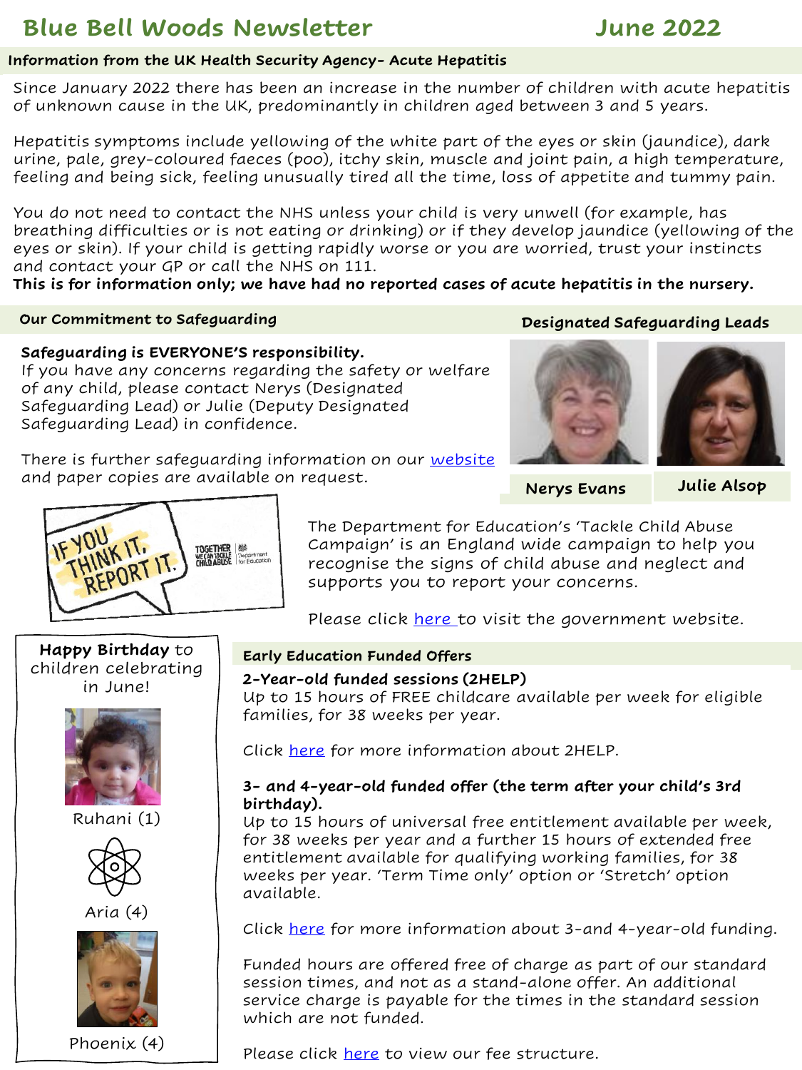# Blue Bell Woods Newsletter June 2022

## Information from the UK Health Security Agency- Acute Hepatitis

Since January 2022 there has been an increase in the number of children with acute hepatitis of unknown cause in the UK, predominantly in children aged between 3 and 5 years.

Hepatitis symptoms include yellowing of the white part of the eyes or skin (jaundice), dark urine, pale, grey-coloured faeces (poo), itchy skin, muscle and joint pain, a high temperature, feeling and being sick, feeling unusually tired all the time, loss of appetite and tummy pain.

You do not need to contact the NHS unless your child is very unwell (for example, has breathing difficulties or is not eating or drinking) or if they develop jaundice (yellowing of the eyes or skin). If your child is getting rapidly worse or you are worried, trust your instincts and contact your GP or call the NHS on 111.

**This is for information only; we have had no reported cases of acute hepatitis in the nursery.**

## Our Commitment to Safeguarding

**Safeguarding is EVERYONE'S responsibility.**

If you have any concerns regarding the safety or welfare of any child, please contact Nerys (Designated Safeguarding Lead) or Julie (Deputy Designated Safeguarding Lead) in confidence.

There is further safeguarding information on our website and paper copies are available on request.

### Designated Safeguarding Leads

**Nerys Evans**

**Julie Alsop**

IF YOU THINK IT, REPORT IT.

TOGETHER WE CAN TACKLE CHILD ABUSE | Department for Education

The Department for Education's 'Tackle Child Abuse Campaign' is an England wide campaign to help you recognise the signs of child abuse and neglect and supports you to report your concerns.

Please click here to visit the government website.

**Happy Birthday** to children celebrating in June!

Ruhani (1)

Aria (4)

Phoenix (4)

## Early Education Funded Offers

**2-Year-old funded sessions (2HELP)**

Up to 15 hours of FREE childcare available per week for eligible families, for 38 weeks per year.

Click here for more information about 2HELP.

**3- and 4-year-old funded offer (the term after your child's 3rd birthday).**

Up to 15 hours of universal free entitlement available per week, for 38 weeks per year and a further 15 hours of extended free entitlement available for qualifying working families, for 38 weeks per year. 'Term Time only' option or 'Stretch' option available.

Click here for more information about 3-and 4-year-old funding.

Funded hours are offered free of charge as part of our standard session times, and not as a stand-alone offer. An additional service charge is payable for the times in the standard session which are not funded.

Please click here to view our fee structure.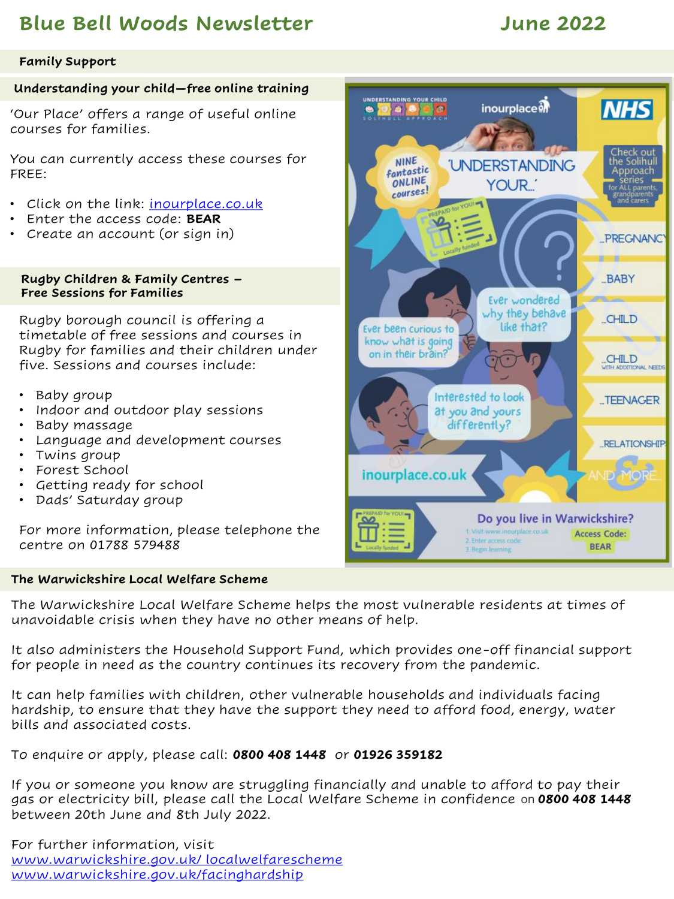# Blue Bell Woods Newsletter June 2022

## Family Support

### Understanding your child—free online training

'Our Place' offers a range of useful online courses for families.

You can currently access these courses for FREE:

- Click on the link: inourplace.co.uk
- Enter the access code: **BEAR**
- Create an account (or sign in)

UNDERSTANDING YOUR CHILD SOLIHULL APPROACH

inourplace

NHS

NINE fantastic ONLINE courses!

'UNDERSTANDING YOUR...'

Check out the Solihull Approach series for ALL parents, grandparents and carers

PREPAID for YOU! Locally funded

...PREGNANCY

...BABY

...CHILD

...CHILD WITH ADDITIONAL NEEDS

...TEENAGER

...RELATIONSHIP

AND MORE...

Ever been curious to know what is going on in their brain?

Ever wondered why they behave like that?

Interested to look at you and yours differently?

inourplace.co.uk

Do you live in Warwickshire?

1. Visit www.inourplace.co.uk
2. Enter access code:
3. Begin learning

Access Code: BEAR

### Rugby Children & Family Centres – Free Sessions for Families

Rugby borough council is offering a timetable of free sessions and courses in Rugby for families and their children under five. Sessions and courses include:

- Baby group
- Indoor and outdoor play sessions
- Baby massage
- Language and development courses
- Twins group
- Forest School
- Getting ready for school
- Dads' Saturday group

For more information, please telephone the centre on 01788 579488

### The Warwickshire Local Welfare Scheme

The Warwickshire Local Welfare Scheme helps the most vulnerable residents at times of unavoidable crisis when they have no other means of help.

It also administers the Household Support Fund, which provides one-off financial support for people in need as the country continues its recovery from the pandemic.

It can help families with children, other vulnerable households and individuals facing hardship, to ensure that they have the support they need to afford food, energy, water bills and associated costs.

To enquire or apply, please call: ***0800 408 1448*** or ***01926 359182***

If you or someone you know are struggling financially and unable to afford to pay their gas or electricity bill, please call the Local Welfare Scheme in confidence on ***0800 408 1448*** between 20th June and 8th July 2022.

For further information, visit
www.warwickshire.gov.uk/ localwelfarescheme
www.warwickshire.gov.uk/facinghardship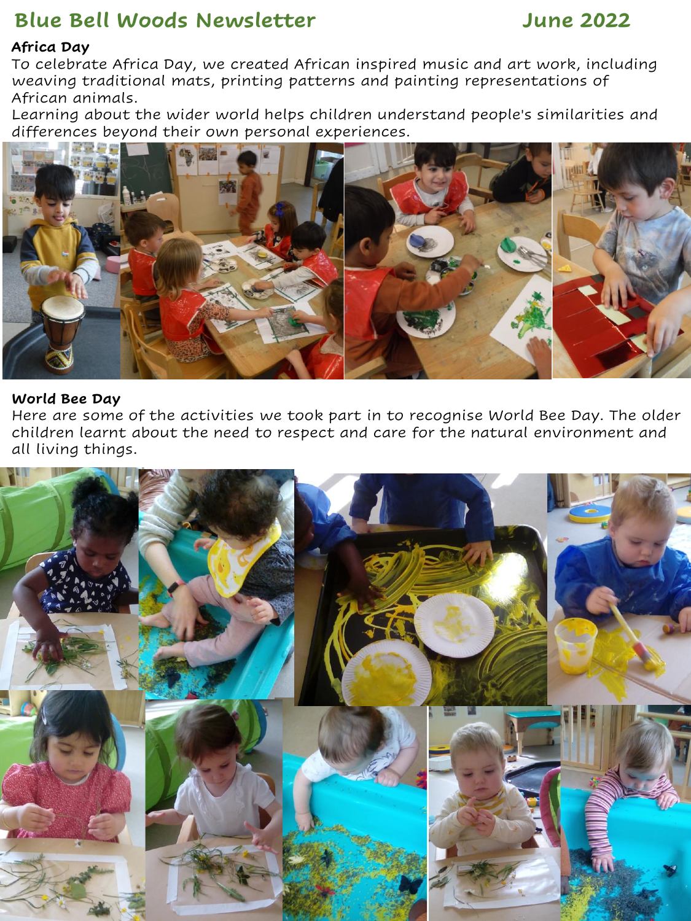# Blue Bell Woods Newsletter

June 2022

## Africa Day

To celebrate Africa Day, we created African inspired music and art work, including weaving traditional mats, printing patterns and painting representations of African animals.

Learning about the wider world helps children understand people's similarities and differences beyond their own personal experiences.

## World Bee Day

Here are some of the activities we took part in to recognise World Bee Day. The older children learnt about the need to respect and care for the natural environment and all living things.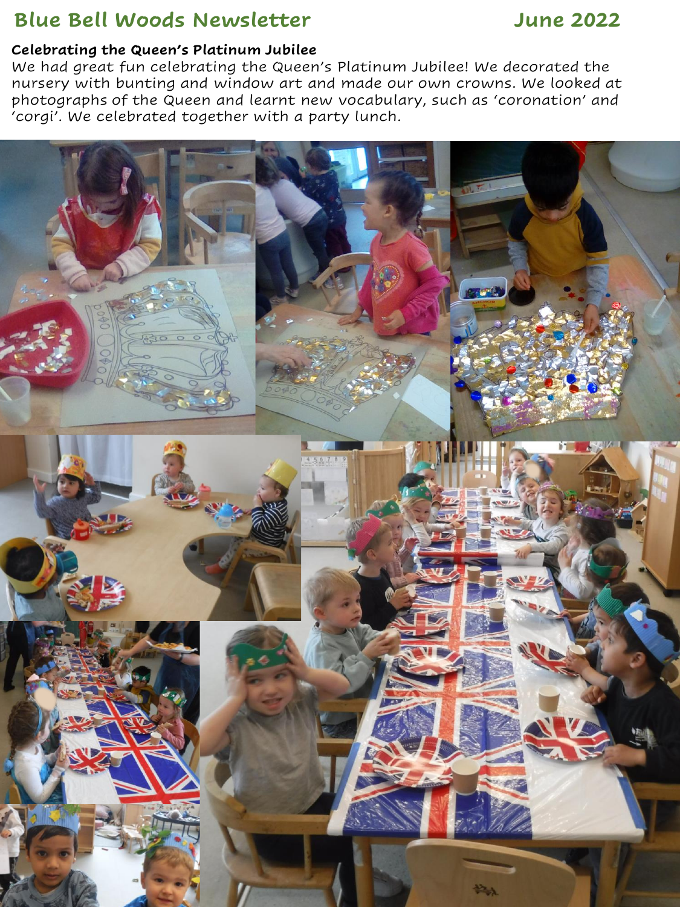# Blue Bell Woods Newsletter

June 2022

**Celebrating the Queen's Platinum Jubilee**

We had great fun celebrating the Queen's Platinum Jubilee! We decorated the nursery with bunting and window art and made our own crowns. We looked at photographs of the Queen and learnt new vocabulary, such as 'coronation' and 'corgi'. We celebrated together with a party lunch.